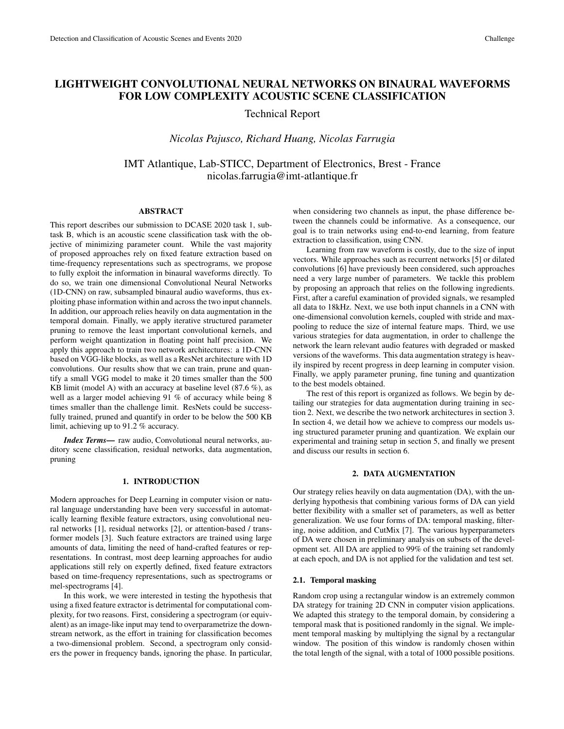# LIGHTWEIGHT CONVOLUTIONAL NEURAL NETWORKS ON BINAURAL WAVEFORMS FOR LOW COMPLEXITY ACOUSTIC SCENE CLASSIFICATION

Technical Report

*Nicolas Pajusco, Richard Huang, Nicolas Farrugia*

IMT Atlantique, Lab-STICC, Department of Electronics, Brest - France
nicolas.farrugia@imt-atlantique.fr

## ABSTRACT

This report describes our submission to DCASE 2020 task 1, subtask B, which is an acoustic scene classification task with the objective of minimizing parameter count. While the vast majority of proposed approaches rely on fixed feature extraction based on time-frequency representations such as spectrograms, we propose to fully exploit the information in binaural waveforms directly. To do so, we train one dimensional Convolutional Neural Networks (1D-CNN) on raw, subsampled binaural audio waveforms, thus exploiting phase information within and across the two input channels. In addition, our approach relies heavily on data augmentation in the temporal domain. Finally, we apply iterative structured parameter pruning to remove the least important convolutional kernels, and perform weight quantization in floating point half precision. We apply this approach to train two network architectures: a 1D-CNN based on VGG-like blocks, as well as a ResNet architecture with 1D convolutions. Our results show that we can train, prune and quantify a small VGG model to make it 20 times smaller than the 500 KB limit (model A) with an accuracy at baseline level (87.6 %), as well as a larger model achieving 91 % of accuracy while being 8 times smaller than the challenge limit. ResNets could be successfully trained, pruned and quantify in order to be below the 500 KB limit, achieving up to 91.2 % accuracy.

***Index Terms*—** raw audio, Convolutional neural networks, auditory scene classification, residual networks, data augmentation, pruning

## 1. INTRODUCTION

Modern approaches for Deep Learning in computer vision or natural language understanding have been very successful in automatically learning flexible feature extractors, using convolutional neural networks [1], residual networks [2], or attention-based / transformer models [3]. Such feature extractors are trained using large amounts of data, limiting the need of hand-crafted features or representations. In contrast, most deep learning approaches for audio applications still rely on expertly defined, fixed feature extractors based on time-frequency representations, such as spectrograms or mel-spectrograms [4].

In this work, we were interested in testing the hypothesis that using a fixed feature extractor is detrimental for computational complexity, for two reasons. First, considering a spectrogram (or equivalent) as an image-like input may tend to overparametrize the downstream network, as the effort in training for classification becomes a two-dimensional problem. Second, a spectrogram only considers the power in frequency bands, ignoring the phase. In particular, when considering two channels as input, the phase difference between the channels could be informative. As a consequence, our goal is to train networks using end-to-end learning, from feature extraction to classification, using CNN.

Learning from raw waveform is costly, due to the size of input vectors. While approaches such as recurrent networks [5] or dilated convolutions [6] have previously been considered, such approaches need a very large number of parameters. We tackle this problem by proposing an approach that relies on the following ingredients. First, after a careful examination of provided signals, we resampled all data to 18kHz. Next, we use both input channels in a CNN with one-dimensional convolution kernels, coupled with stride and max-pooling to reduce the size of internal feature maps. Third, we use various strategies for data augmentation, in order to challenge the network the learn relevant audio features with degraded or masked versions of the waveforms. This data augmentation strategy is heavily inspired by recent progress in deep learning in computer vision. Finally, we apply parameter pruning, fine tuning and quantization to the best models obtained.

The rest of this report is organized as follows. We begin by detailing our strategies for data augmentation during training in section 2. Next, we describe the two network architectures in section 3. In section 4, we detail how we achieve to compress our models using structured parameter pruning and quantization. We explain our experimental and training setup in section 5, and finally we present and discuss our results in section 6.

## 2. DATA AUGMENTATION

Our strategy relies heavily on data augmentation (DA), with the underlying hypothesis that combining various forms of DA can yield better flexibility with a smaller set of parameters, as well as better generalization. We use four forms of DA: temporal masking, filtering, noise addition, and CutMix [7]. The various hyperparameters of DA were chosen in preliminary analysis on subsets of the development set. All DA are applied to 99% of the training set randomly at each epoch, and DA is not applied for the validation and test set.

### 2.1. Temporal masking

Random crop using a rectangular window is an extremely common DA strategy for training 2D CNN in computer vision applications. We adapted this strategy to the temporal domain, by considering a temporal mask that is positioned randomly in the signal. We implement temporal masking by multiplying the signal by a rectangular window. The position of this window is randomly chosen within the total length of the signal, with a total of 1000 possible positions.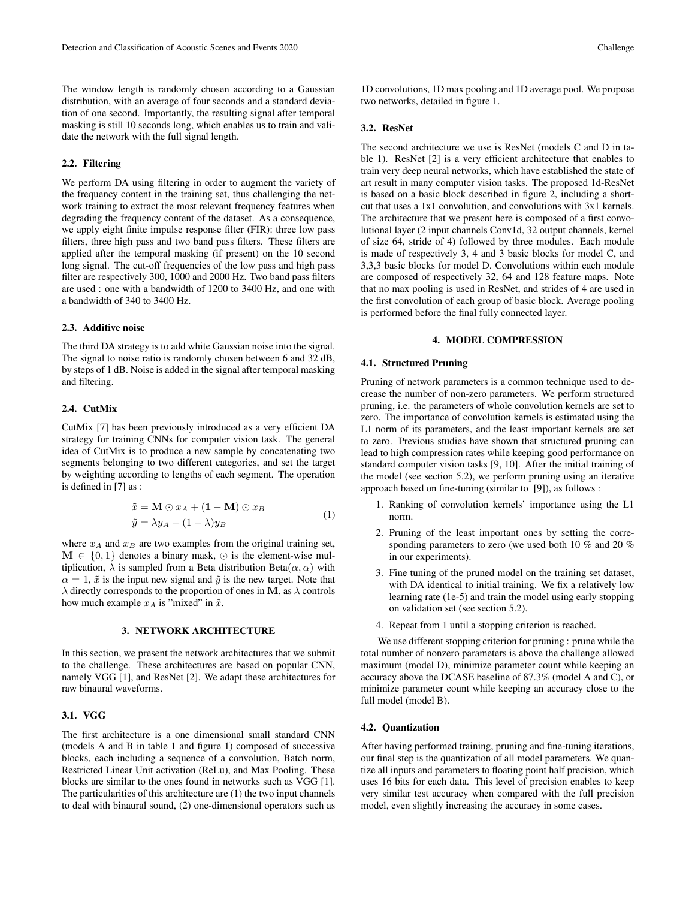The window length is randomly chosen according to a Gaussian distribution, with an average of four seconds and a standard deviation of one second. Importantly, the resulting signal after temporal masking is still 10 seconds long, which enables us to train and validate the network with the full signal length.

### 2.2. Filtering

We perform DA using filtering in order to augment the variety of the frequency content in the training set, thus challenging the network training to extract the most relevant frequency features when degrading the frequency content of the dataset. As a consequence, we apply eight finite impulse response filter (FIR): three low pass filters, three high pass and two band pass filters. These filters are applied after the temporal masking (if present) on the 10 second long signal. The cut-off frequencies of the low pass and high pass filter are respectively 300, 1000 and 2000 Hz. Two band pass filters are used : one with a bandwidth of 1200 to 3400 Hz, and one with a bandwidth of 340 to 3400 Hz.

### 2.3. Additive noise

The third DA strategy is to add white Gaussian noise into the signal. The signal to noise ratio is randomly chosen between 6 and 32 dB, by steps of 1 dB. Noise is added in the signal after temporal masking and filtering.

### 2.4. CutMix

CutMix [7] has been previously introduced as a very efficient DA strategy for training CNNs for computer vision task. The general idea of CutMix is to produce a new sample by concatenating two segments belonging to two different categories, and set the target by weighting according to lengths of each segment. The operation is defined in [7] as :

$$\begin{aligned} \tilde{x} &= \mathbf{M} \odot x_A + (\mathbf{1} - \mathbf{M}) \odot x_B \\ \tilde{y} &= \lambda y_A + (1 - \lambda) y_B \end{aligned} \tag{1}$$

where $x_A$ and $x_B$ are two examples from the original training set, $\mathbf{M} \in \{0, 1\}$ denotes a binary mask, $\odot$ is the element-wise multiplication, $\lambda$ is sampled from a Beta distribution $\text{Beta}(\alpha, \alpha)$ with $\alpha = 1$, $\tilde{x}$ is the input new signal and $\tilde{y}$ is the new target. Note that $\lambda$ directly corresponds to the proportion of ones in $\mathbf{M}$, as $\lambda$ controls how much example $x_A$ is "mixed" in $\tilde{x}$.

## 3. NETWORK ARCHITECTURE

In this section, we present the network architectures that we submit to the challenge. These architectures are based on popular CNN, namely VGG [1], and ResNet [2]. We adapt these architectures for raw binaural waveforms.

### 3.1. VGG

The first architecture is a one dimensional small standard CNN (models A and B in table 1 and figure 1) composed of successive blocks, each including a sequence of a convolution, Batch norm, Restricted Linear Unit activation (ReLu), and Max Pooling. These blocks are similar to the ones found in networks such as VGG [1]. The particularities of this architecture are (1) the two input channels to deal with binaural sound, (2) one-dimensional operators such as 1D convolutions, 1D max pooling and 1D average pool. We propose two networks, detailed in figure 1.

### 3.2. ResNet

The second architecture we use is ResNet (models C and D in table 1). ResNet [2] is a very efficient architecture that enables to train very deep neural networks, which have established the state of art result in many computer vision tasks. The proposed 1d-ResNet is based on a basic block described in figure 2, including a shortcut that uses a 1x1 convolution, and convolutions with 3x1 kernels. The architecture that we present here is composed of a first convolutional layer (2 input channels Conv1d, 32 output channels, kernel of size 64, stride of 4) followed by three modules. Each module is made of respectively 3, 4 and 3 basic blocks for model C, and 3,3,3 basic blocks for model D. Convolutions within each module are composed of respectively 32, 64 and 128 feature maps. Note that no max pooling is used in ResNet, and strides of 4 are used in the first convolution of each group of basic block. Average pooling is performed before the final fully connected layer.

## 4. MODEL COMPRESSION

### 4.1. Structured Pruning

Pruning of network parameters is a common technique used to decrease the number of non-zero parameters. We perform structured pruning, i.e. the parameters of whole convolution kernels are set to zero. The importance of convolution kernels is estimated using the L1 norm of its parameters, and the least important kernels are set to zero. Previous studies have shown that structured pruning can lead to high compression rates while keeping good performance on standard computer vision tasks [9, 10]. After the initial training of the model (see section 5.2), we perform pruning using an iterative approach based on fine-tuning (similar to [9]), as follows :

1. Ranking of convolution kernels' importance using the L1 norm.
2. Pruning of the least important ones by setting the corresponding parameters to zero (we used both 10 % and 20 % in our experiments).
3. Fine tuning of the pruned model on the training set dataset, with DA identical to initial training. We fix a relatively low learning rate (1e-5) and train the model using early stopping on validation set (see section 5.2).
4. Repeat from 1 until a stopping criterion is reached.

We use different stopping criterion for pruning : prune while the total number of nonzero parameters is above the challenge allowed maximum (model D), minimize parameter count while keeping an accuracy above the DCASE baseline of 87.3% (model A and C), or minimize parameter count while keeping an accuracy close to the full model (model B).

### 4.2. Quantization

After having performed training, pruning and fine-tuning iterations, our final step is the quantization of all model parameters. We quantize all inputs and parameters to floating point half precision, which uses 16 bits for each data. This level of precision enables to keep very similar test accuracy when compared with the full precision model, even slightly increasing the accuracy in some cases.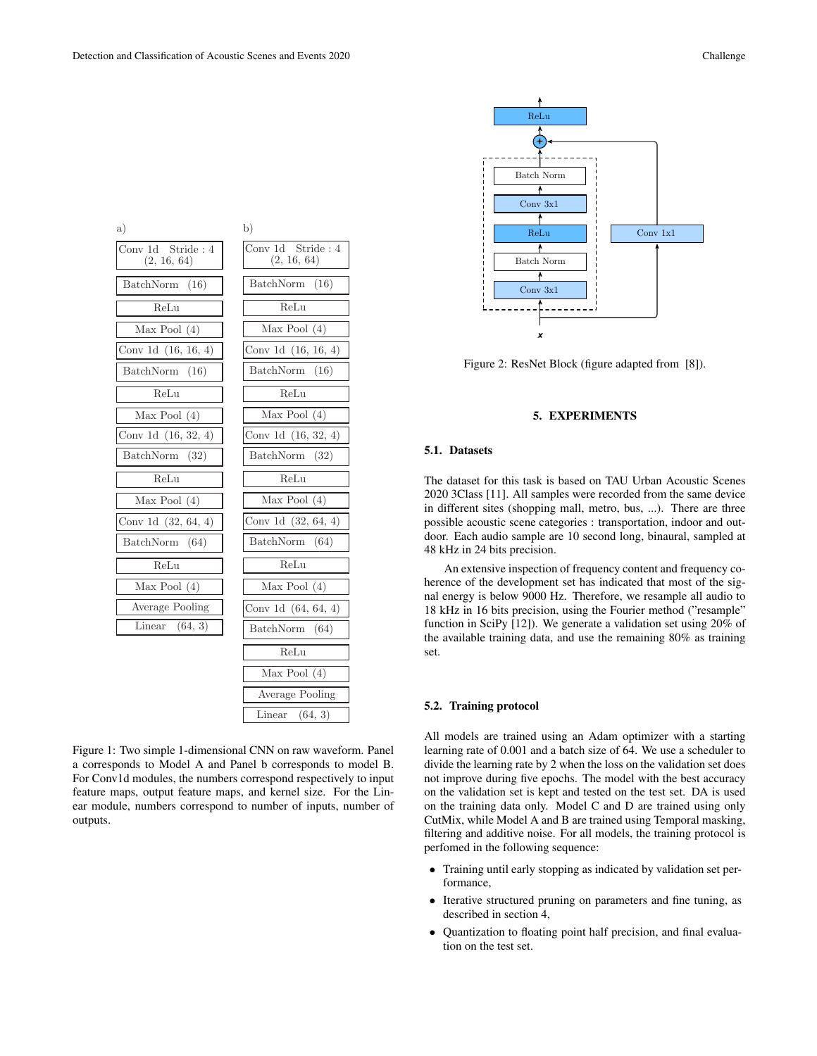a)

| Model A |
| --- |
| Conv 1d Stride : 4 (2, 16, 64) |
| BatchNorm (16) |
| ReLu |
| Max Pool (4) |
| Conv 1d (16, 16, 4) |
| BatchNorm (16) |
| ReLu |
| Max Pool (4) |
| Conv 1d (16, 32, 4) |
| BatchNorm (32) |
| ReLu |
| Max Pool (4) |
| Conv 1d (32, 64, 4) |
| BatchNorm (64) |
| ReLu |
| Max Pool (4) |
| Average Pooling |
| Linear (64, 3) |

b)

| Model B |
| --- |
| Conv 1d Stride : 4 (2, 16, 64) |
| BatchNorm (16) |
| ReLu |
| Max Pool (4) |
| Conv 1d (16, 16, 4) |
| BatchNorm (16) |
| ReLu |
| Max Pool (4) |
| Conv 1d (16, 32, 4) |
| BatchNorm (32) |
| ReLu |
| Max Pool (4) |
| Conv 1d (32, 64, 4) |
| BatchNorm (64) |
| ReLu |
| Max Pool (4) |
| Conv 1d (64, 64, 4) |
| BatchNorm (64) |
| ReLu |
| Max Pool (4) |
| Average Pooling |
| Linear (64, 3) |

Figure 1: Two simple 1-dimensional CNN on raw waveform. Panel a corresponds to Model A and Panel b corresponds to model B. For Conv1d modules, the numbers correspond respectively to input feature maps, output feature maps, and kernel size. For the Linear module, numbers correspond to number of inputs, number of outputs.

Figure 2: ResNet Block (figure adapted from [8]).

## 5. EXPERIMENTS

### 5.1. Datasets

The dataset for this task is based on TAU Urban Acoustic Scenes 2020 3Class [11]. All samples were recorded from the same device in different sites (shopping mall, metro, bus, ...). There are three possible acoustic scene categories : transportation, indoor and outdoor. Each audio sample are 10 second long, binaural, sampled at 48 kHz in 24 bits precision.

An extensive inspection of frequency content and frequency coherence of the development set has indicated that most of the signal energy is below 9000 Hz. Therefore, we resample all audio to 18 kHz in 16 bits precision, using the Fourier method ("resample" function in SciPy [12]). We generate a validation set using 20% of the available training data, and use the remaining 80% as training set.

### 5.2. Training protocol

All models are trained using an Adam optimizer with a starting learning rate of 0.001 and a batch size of 64. We use a scheduler to divide the learning rate by 2 when the loss on the validation set does not improve during five epochs. The model with the best accuracy on the validation set is kept and tested on the test set. DA is used on the training data only. Model C and D are trained using only CutMix, while Model A and B are trained using Temporal masking, filtering and additive noise. For all models, the training protocol is perfomed in the following sequence:

- Training until early stopping as indicated by validation set performance,
- Iterative structured pruning on parameters and fine tuning, as described in section 4,
- Quantization to floating point half precision, and final evaluation on the test set.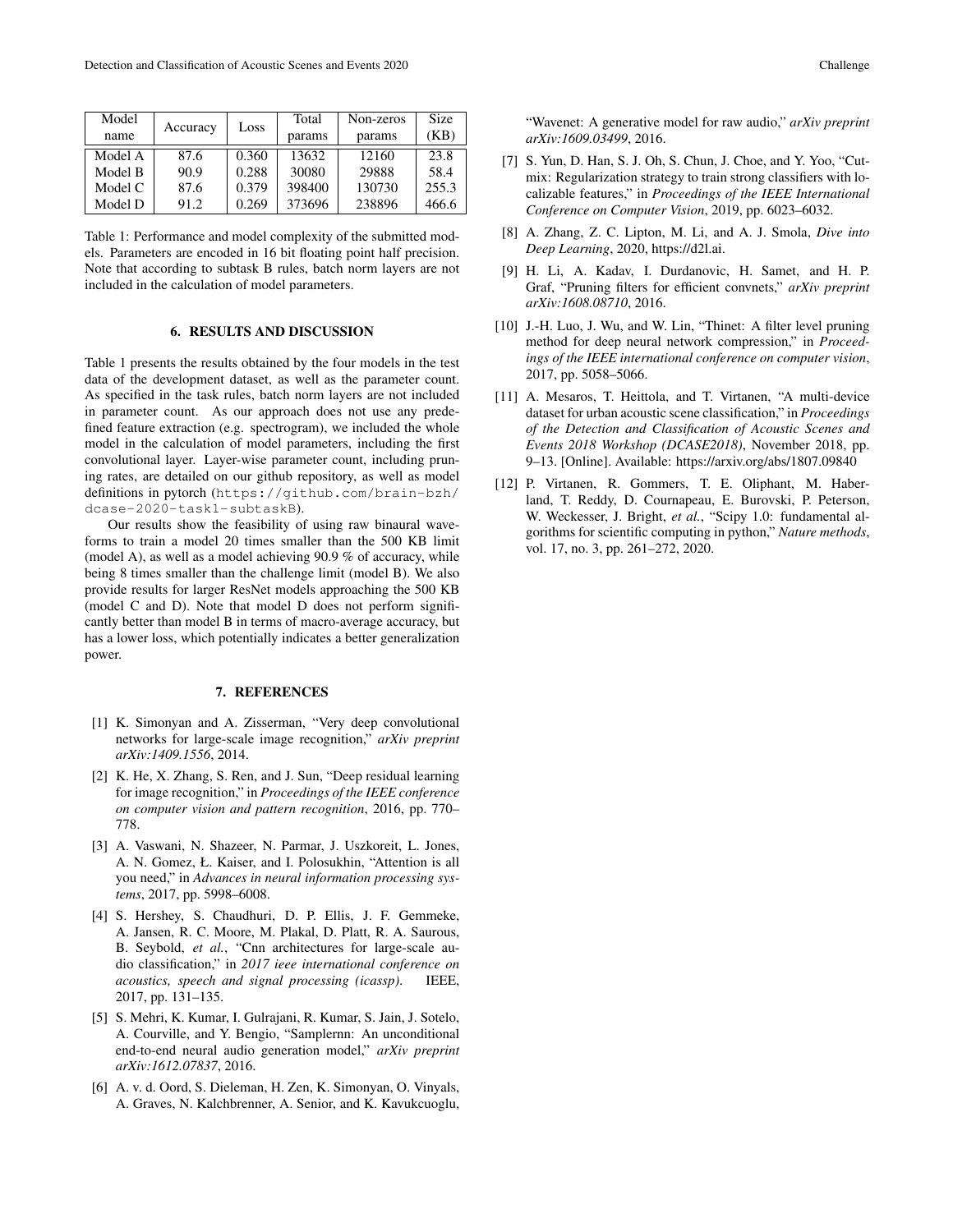| Model name | Accuracy | Loss | Total params | Non-zeros params | Size (KB) |
|---|---|---|---|---|---|
| Model A | 87.6 | 0.360 | 13632 | 12160 | 23.8 |
| Model B | 90.9 | 0.288 | 30080 | 29888 | 58.4 |
| Model C | 87.6 | 0.379 | 398400 | 130730 | 255.3 |
| Model D | 91.2 | 0.269 | 373696 | 238896 | 466.6 |

Table 1: Performance and model complexity of the submitted models. Parameters are encoded in 16 bit floating point half precision. Note that according to subtask B rules, batch norm layers are not included in the calculation of model parameters.

## 6. RESULTS AND DISCUSSION

Table 1 presents the results obtained by the four models in the test data of the development dataset, as well as the parameter count. As specified in the task rules, batch norm layers are not included in parameter count. As our approach does not use any predefined feature extraction (e.g. spectrogram), we included the whole model in the calculation of model parameters, including the first convolutional layer. Layer-wise parameter count, including pruning rates, are detailed on our github repository, as well as model definitions in pytorch (`https://github.com/brain-bzh/dcase-2020-task1-subtaskB`).

Our results show the feasibility of using raw binaural waveforms to train a model 20 times smaller than the 500 KB limit (model A), as well as a model achieving 90.9 % of accuracy, while being 8 times smaller than the challenge limit (model B). We also provide results for larger ResNet models approaching the 500 KB (model C and D). Note that model D does not perform significantly better than model B in terms of macro-average accuracy, but has a lower loss, which potentially indicates a better generalization power.

## 7. REFERENCES

[1] K. Simonyan and A. Zisserman, "Very deep convolutional networks for large-scale image recognition," *arXiv preprint arXiv:1409.1556*, 2014.

[2] K. He, X. Zhang, S. Ren, and J. Sun, "Deep residual learning for image recognition," in *Proceedings of the IEEE conference on computer vision and pattern recognition*, 2016, pp. 770–778.

[3] A. Vaswani, N. Shazeer, N. Parmar, J. Uszkoreit, L. Jones, A. N. Gomez, Ł. Kaiser, and I. Polosukhin, "Attention is all you need," in *Advances in neural information processing systems*, 2017, pp. 5998–6008.

[4] S. Hershey, S. Chaudhuri, D. P. Ellis, J. F. Gemmeke, A. Jansen, R. C. Moore, M. Plakal, D. Platt, R. A. Saurous, B. Seybold, *et al.*, "Cnn architectures for large-scale audio classification," in *2017 ieee international conference on acoustics, speech and signal processing (icassp)*. IEEE, 2017, pp. 131–135.

[5] S. Mehri, K. Kumar, I. Gulrajani, R. Kumar, S. Jain, J. Sotelo, A. Courville, and Y. Bengio, "Samplernn: An unconditional end-to-end neural audio generation model," *arXiv preprint arXiv:1612.07837*, 2016.

[6] A. v. d. Oord, S. Dieleman, H. Zen, K. Simonyan, O. Vinyals, A. Graves, N. Kalchbrenner, A. Senior, and K. Kavukcuoglu, "Wavenet: A generative model for raw audio," *arXiv preprint arXiv:1609.03499*, 2016.

[7] S. Yun, D. Han, S. J. Oh, S. Chun, J. Choe, and Y. Yoo, "Cutmix: Regularization strategy to train strong classifiers with localizable features," in *Proceedings of the IEEE International Conference on Computer Vision*, 2019, pp. 6023–6032.

[8] A. Zhang, Z. C. Lipton, M. Li, and A. J. Smola, *Dive into Deep Learning*, 2020, https://d2l.ai.

[9] H. Li, A. Kadav, I. Durdanovic, H. Samet, and H. P. Graf, "Pruning filters for efficient convnets," *arXiv preprint arXiv:1608.08710*, 2016.

[10] J.-H. Luo, J. Wu, and W. Lin, "Thinet: A filter level pruning method for deep neural network compression," in *Proceedings of the IEEE international conference on computer vision*, 2017, pp. 5058–5066.

[11] A. Mesaros, T. Heittola, and T. Virtanen, "A multi-device dataset for urban acoustic scene classification," in *Proceedings of the Detection and Classification of Acoustic Scenes and Events 2018 Workshop (DCASE2018)*, November 2018, pp. 9–13. [Online]. Available: https://arxiv.org/abs/1807.09840

[12] P. Virtanen, R. Gommers, T. E. Oliphant, M. Haberland, T. Reddy, D. Cournapeau, E. Burovski, P. Peterson, W. Weckesser, J. Bright, *et al.*, "Scipy 1.0: fundamental algorithms for scientific computing in python," *Nature methods*, vol. 17, no. 3, pp. 261–272, 2020.